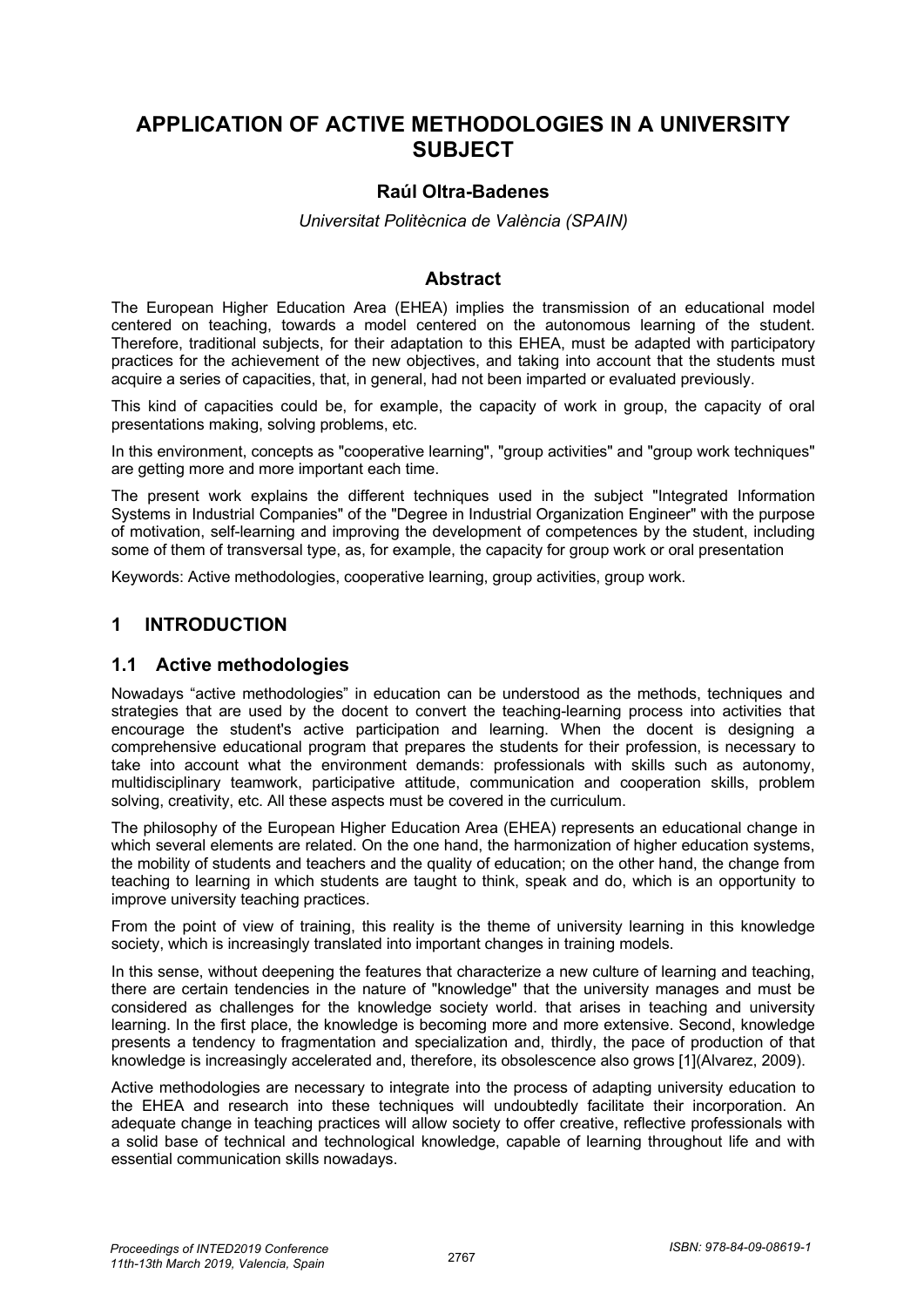# APPLICATION OF ACTIVE METHODOLOGIES IN A UNIVERSITY SUBJECT

**Raúl Oltra-Badenes**

*Universitat Politècnica de València (SPAIN)*

## Abstract

The European Higher Education Area (EHEA) implies the transmission of an educational model centered on teaching, towards a model centered on the autonomous learning of the student. Therefore, traditional subjects, for their adaptation to this EHEA, must be adapted with participatory practices for the achievement of the new objectives, and taking into account that the students must acquire a series of capacities, that, in general, had not been imparted or evaluated previously.

This kind of capacities could be, for example, the capacity of work in group, the capacity of oral presentations making, solving problems, etc.

In this environment, concepts as "cooperative learning", "group activities" and "group work techniques" are getting more and more important each time.

The present work explains the different techniques used in the subject "Integrated Information Systems in Industrial Companies" of the "Degree in Industrial Organization Engineer" with the purpose of motivation, self-learning and improving the development of competences by the student, including some of them of transversal type, as, for example, the capacity for group work or oral presentation

Keywords: Active methodologies, cooperative learning, group activities, group work.

## 1 INTRODUCTION

### 1.1 Active methodologies

Nowadays "active methodologies" in education can be understood as the methods, techniques and strategies that are used by the docent to convert the teaching-learning process into activities that encourage the student's active participation and learning. When the docent is designing a comprehensive educational program that prepares the students for their profession, is necessary to take into account what the environment demands: professionals with skills such as autonomy, multidisciplinary teamwork, participative attitude, communication and cooperation skills, problem solving, creativity, etc. All these aspects must be covered in the curriculum.

The philosophy of the European Higher Education Area (EHEA) represents an educational change in which several elements are related. On the one hand, the harmonization of higher education systems, the mobility of students and teachers and the quality of education; on the other hand, the change from teaching to learning in which students are taught to think, speak and do, which is an opportunity to improve university teaching practices.

From the point of view of training, this reality is the theme of university learning in this knowledge society, which is increasingly translated into important changes in training models.

In this sense, without deepening the features that characterize a new culture of learning and teaching, there are certain tendencies in the nature of "knowledge" that the university manages and must be considered as challenges for the knowledge society world. that arises in teaching and university learning. In the first place, the knowledge is becoming more and more extensive. Second, knowledge presents a tendency to fragmentation and specialization and, thirdly, the pace of production of that knowledge is increasingly accelerated and, therefore, its obsolescence also grows [1](Alvarez, 2009).

Active methodologies are necessary to integrate into the process of adapting university education to the EHEA and research into these techniques will undoubtedly facilitate their incorporation. An adequate change in teaching practices will allow society to offer creative, reflective professionals with a solid base of technical and technological knowledge, capable of learning throughout life and with essential communication skills nowadays.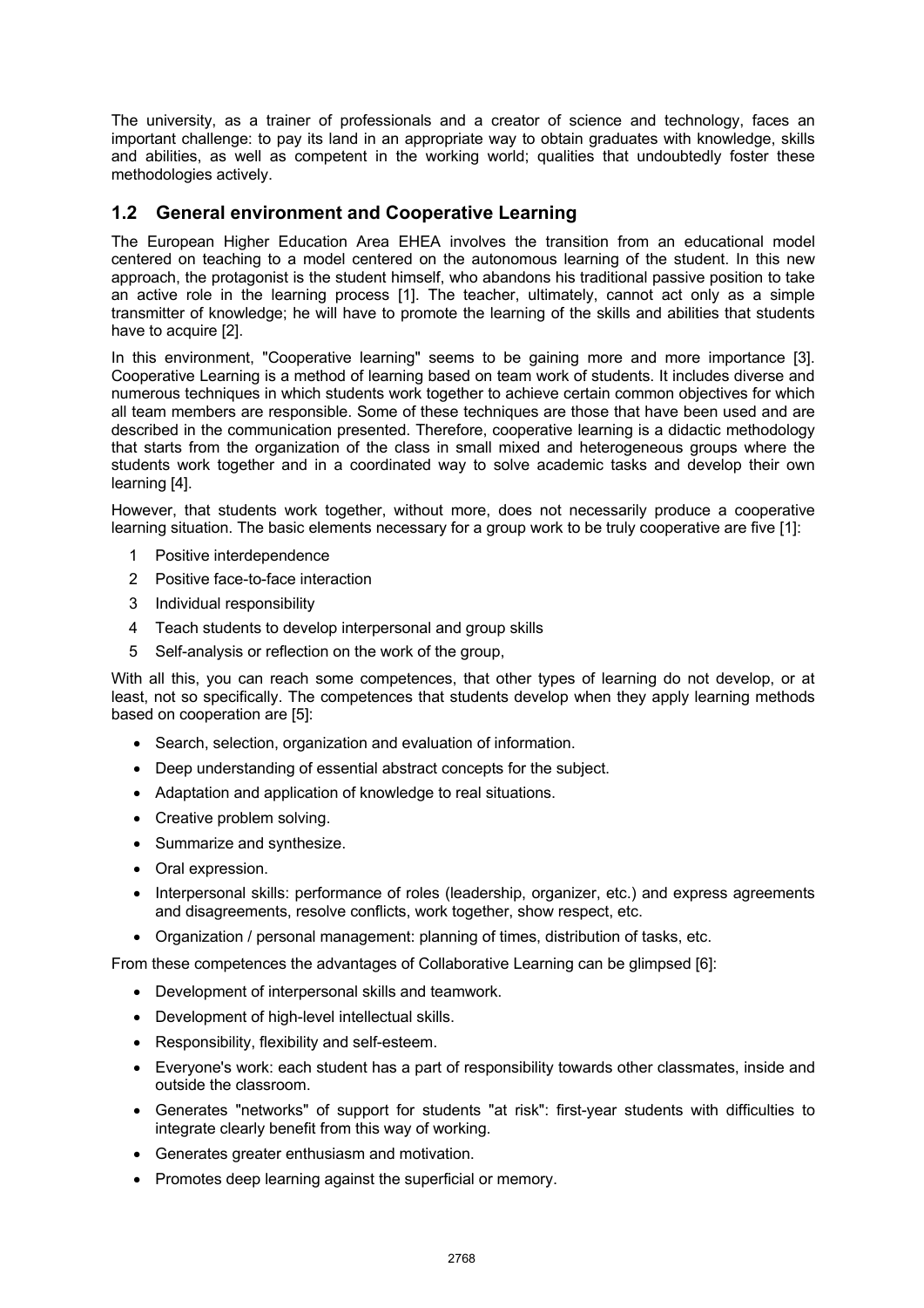The university, as a trainer of professionals and a creator of science and technology, faces an important challenge: to pay its land in an appropriate way to obtain graduates with knowledge, skills and abilities, as well as competent in the working world; qualities that undoubtedly foster these methodologies actively.

## 1.2 General environment and Cooperative Learning

The European Higher Education Area EHEA involves the transition from an educational model centered on teaching to a model centered on the autonomous learning of the student. In this new approach, the protagonist is the student himself, who abandons his traditional passive position to take an active role in the learning process [1]. The teacher, ultimately, cannot act only as a simple transmitter of knowledge; he will have to promote the learning of the skills and abilities that students have to acquire [2].

In this environment, "Cooperative learning" seems to be gaining more and more importance [3]. Cooperative Learning is a method of learning based on team work of students. It includes diverse and numerous techniques in which students work together to achieve certain common objectives for which all team members are responsible. Some of these techniques are those that have been used and are described in the communication presented. Therefore, cooperative learning is a didactic methodology that starts from the organization of the class in small mixed and heterogeneous groups where the students work together and in a coordinated way to solve academic tasks and develop their own learning [4].

However, that students work together, without more, does not necessarily produce a cooperative learning situation. The basic elements necessary for a group work to be truly cooperative are five [1]:

1. Positive interdependence
2. Positive face-to-face interaction
3. Individual responsibility
4. Teach students to develop interpersonal and group skills
5. Self-analysis or reflection on the work of the group,

With all this, you can reach some competences, that other types of learning do not develop, or at least, not so specifically. The competences that students develop when they apply learning methods based on cooperation are [5]:

- Search, selection, organization and evaluation of information.
- Deep understanding of essential abstract concepts for the subject.
- Adaptation and application of knowledge to real situations.
- Creative problem solving.
- Summarize and synthesize.
- Oral expression.
- Interpersonal skills: performance of roles (leadership, organizer, etc.) and express agreements and disagreements, resolve conflicts, work together, show respect, etc.
- Organization / personal management: planning of times, distribution of tasks, etc.

From these competences the advantages of Collaborative Learning can be glimpsed [6]:

- Development of interpersonal skills and teamwork.
- Development of high-level intellectual skills.
- Responsibility, flexibility and self-esteem.
- Everyone's work: each student has a part of responsibility towards other classmates, inside and outside the classroom.
- Generates "networks" of support for students "at risk": first-year students with difficulties to integrate clearly benefit from this way of working.
- Generates greater enthusiasm and motivation.
- Promotes deep learning against the superficial or memory.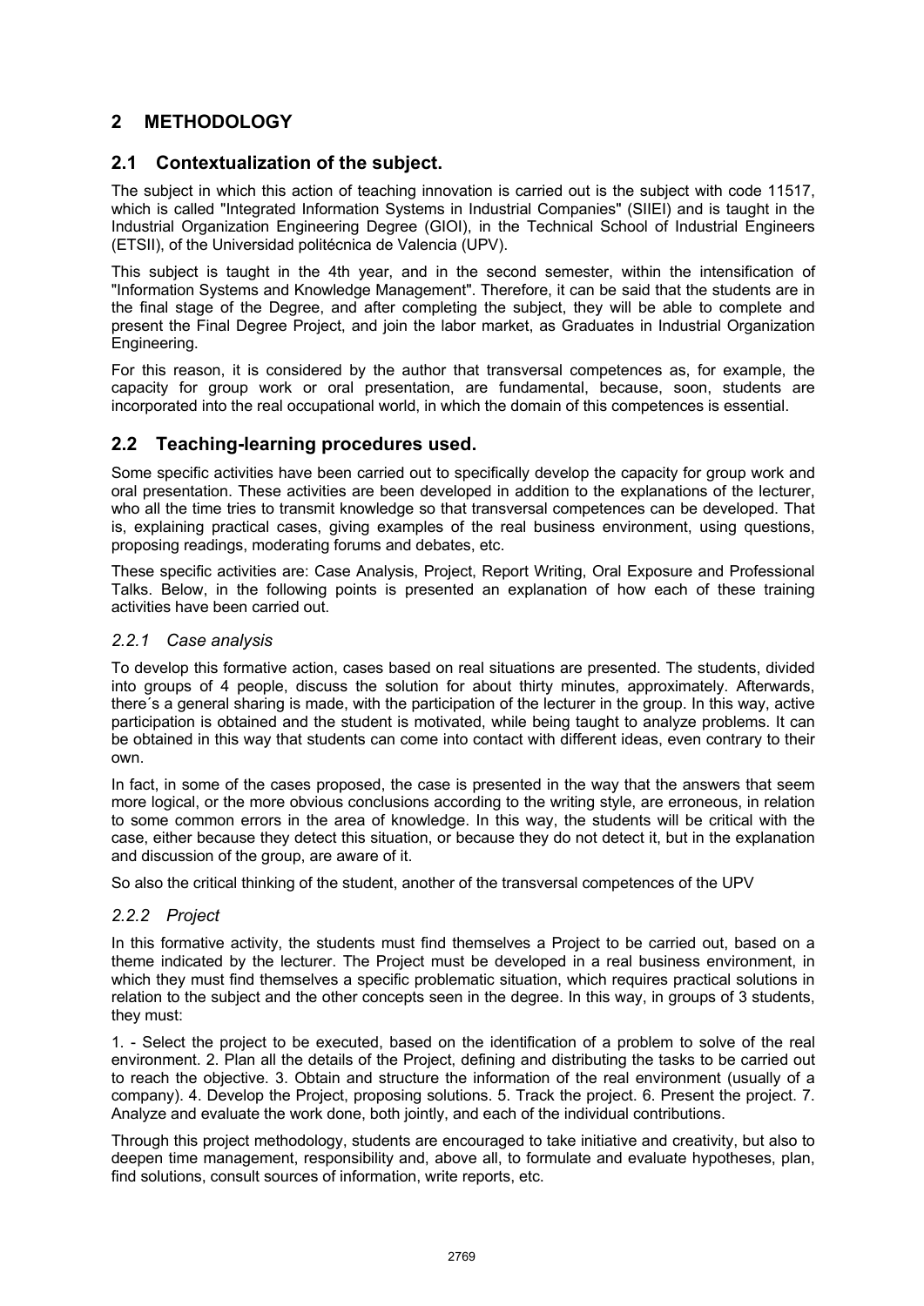# 2 METHODOLOGY

## 2.1 Contextualization of the subject.

The subject in which this action of teaching innovation is carried out is the subject with code 11517, which is called "Integrated Information Systems in Industrial Companies" (SIIEI) and is taught in the Industrial Organization Engineering Degree (GIOI), in the Technical School of Industrial Engineers (ETSII), of the Universidad politécnica de Valencia (UPV).

This subject is taught in the 4th year, and in the second semester, within the intensification of "Information Systems and Knowledge Management". Therefore, it can be said that the students are in the final stage of the Degree, and after completing the subject, they will be able to complete and present the Final Degree Project, and join the labor market, as Graduates in Industrial Organization Engineering.

For this reason, it is considered by the author that transversal competences as, for example, the capacity for group work or oral presentation, are fundamental, because, soon, students are incorporated into the real occupational world, in which the domain of this competences is essential.

## 2.2 Teaching-learning procedures used.

Some specific activities have been carried out to specifically develop the capacity for group work and oral presentation. These activities are been developed in addition to the explanations of the lecturer, who all the time tries to transmit knowledge so that transversal competences can be developed. That is, explaining practical cases, giving examples of the real business environment, using questions, proposing readings, moderating forums and debates, etc.

These specific activities are: Case Analysis, Project, Report Writing, Oral Exposure and Professional Talks. Below, in the following points is presented an explanation of how each of these training activities have been carried out.

### *2.2.1 Case analysis*

To develop this formative action, cases based on real situations are presented. The students, divided into groups of 4 people, discuss the solution for about thirty minutes, approximately. Afterwards, there´s a general sharing is made, with the participation of the lecturer in the group. In this way, active participation is obtained and the student is motivated, while being taught to analyze problems. It can be obtained in this way that students can come into contact with different ideas, even contrary to their own.

In fact, in some of the cases proposed, the case is presented in the way that the answers that seem more logical, or the more obvious conclusions according to the writing style, are erroneous, in relation to some common errors in the area of knowledge. In this way, the students will be critical with the case, either because they detect this situation, or because they do not detect it, but in the explanation and discussion of the group, are aware of it.

So also the critical thinking of the student, another of the transversal competences of the UPV

### *2.2.2 Project*

In this formative activity, the students must find themselves a Project to be carried out, based on a theme indicated by the lecturer. The Project must be developed in a real business environment, in which they must find themselves a specific problematic situation, which requires practical solutions in relation to the subject and the other concepts seen in the degree. In this way, in groups of 3 students, they must:

1. - Select the project to be executed, based on the identification of a problem to solve of the real environment. 2. Plan all the details of the Project, defining and distributing the tasks to be carried out to reach the objective. 3. Obtain and structure the information of the real environment (usually of a company). 4. Develop the Project, proposing solutions. 5. Track the project. 6. Present the project. 7. Analyze and evaluate the work done, both jointly, and each of the individual contributions.

Through this project methodology, students are encouraged to take initiative and creativity, but also to deepen time management, responsibility and, above all, to formulate and evaluate hypotheses, plan, find solutions, consult sources of information, write reports, etc.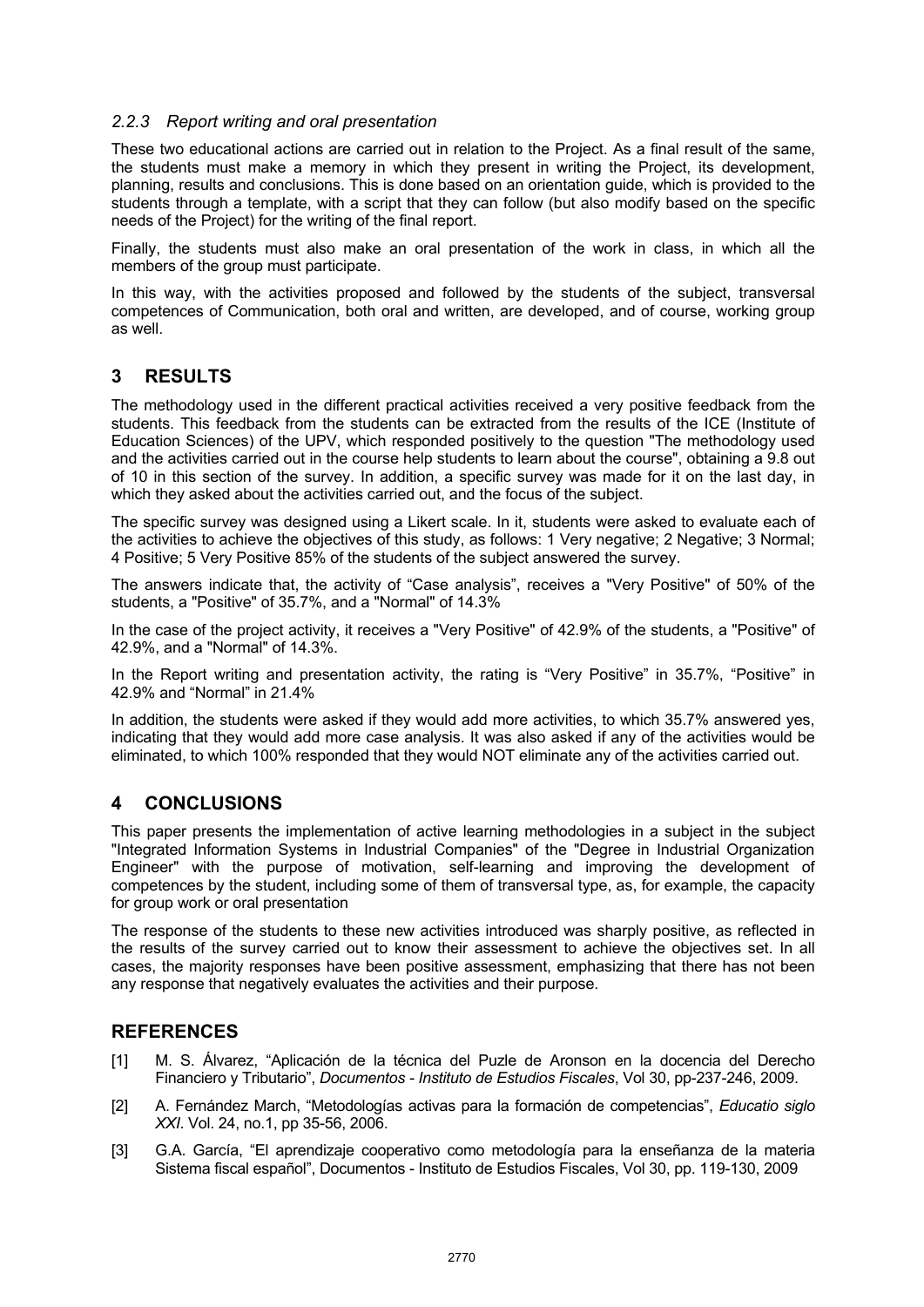### *2.2.3 Report writing and oral presentation*

These two educational actions are carried out in relation to the Project. As a final result of the same, the students must make a memory in which they present in writing the Project, its development, planning, results and conclusions. This is done based on an orientation guide, which is provided to the students through a template, with a script that they can follow (but also modify based on the specific needs of the Project) for the writing of the final report.

Finally, the students must also make an oral presentation of the work in class, in which all the members of the group must participate.

In this way, with the activities proposed and followed by the students of the subject, transversal competences of Communication, both oral and written, are developed, and of course, working group as well.

## 3 RESULTS

The methodology used in the different practical activities received a very positive feedback from the students. This feedback from the students can be extracted from the results of the ICE (Institute of Education Sciences) of the UPV, which responded positively to the question "The methodology used and the activities carried out in the course help students to learn about the course", obtaining a 9.8 out of 10 in this section of the survey. In addition, a specific survey was made for it on the last day, in which they asked about the activities carried out, and the focus of the subject.

The specific survey was designed using a Likert scale. In it, students were asked to evaluate each of the activities to achieve the objectives of this study, as follows: 1 Very negative; 2 Negative; 3 Normal; 4 Positive; 5 Very Positive 85% of the students of the subject answered the survey.

The answers indicate that, the activity of "Case analysis", receives a "Very Positive" of 50% of the students, a "Positive" of 35.7%, and a "Normal" of 14.3%

In the case of the project activity, it receives a "Very Positive" of 42.9% of the students, a "Positive" of 42.9%, and a "Normal" of 14.3%.

In the Report writing and presentation activity, the rating is "Very Positive" in 35.7%, "Positive" in 42.9% and "Normal" in 21.4%

In addition, the students were asked if they would add more activities, to which 35.7% answered yes, indicating that they would add more case analysis. It was also asked if any of the activities would be eliminated, to which 100% responded that they would NOT eliminate any of the activities carried out.

## 4 CONCLUSIONS

This paper presents the implementation of active learning methodologies in a subject in the subject "Integrated Information Systems in Industrial Companies" of the "Degree in Industrial Organization Engineer" with the purpose of motivation, self-learning and improving the development of competences by the student, including some of them of transversal type, as, for example, the capacity for group work or oral presentation

The response of the students to these new activities introduced was sharply positive, as reflected in the results of the survey carried out to know their assessment to achieve the objectives set. In all cases, the majority responses have been positive assessment, emphasizing that there has not been any response that negatively evaluates the activities and their purpose.

## REFERENCES

[1] M. S. Álvarez, "Aplicación de la técnica del Puzle de Aronson en la docencia del Derecho Financiero y Tributario", *Documentos - Instituto de Estudios Fiscales*, Vol 30, pp-237-246, 2009.

[2] A. Fernández March, "Metodologías activas para la formación de competencias", *Educatio siglo XXI*. Vol. 24, no.1, pp 35-56, 2006.

[3] G.A. García, "El aprendizaje cooperativo como metodología para la enseñanza de la materia Sistema fiscal español", Documentos - Instituto de Estudios Fiscales, Vol 30, pp. 119-130, 2009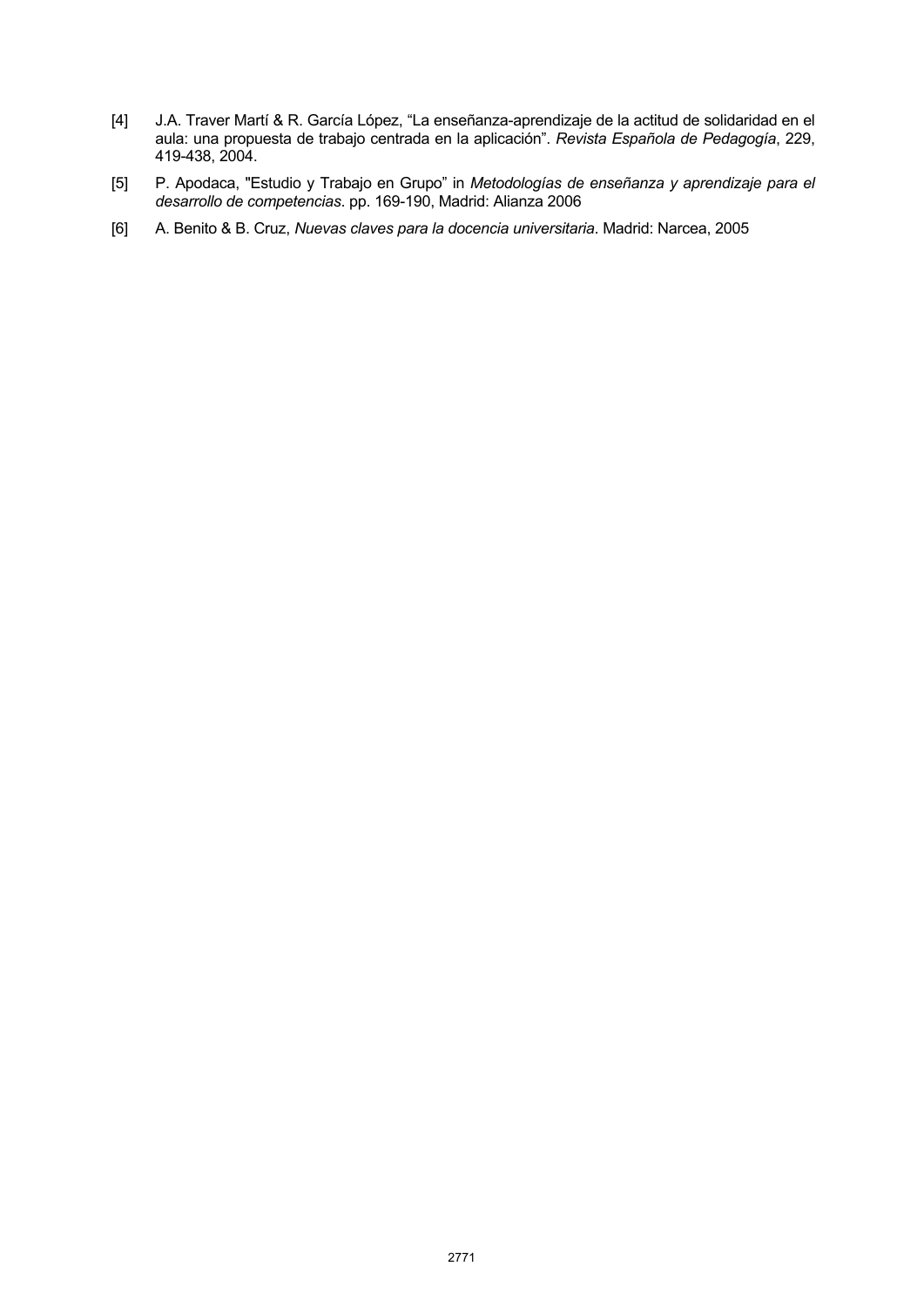[4] J.A. Traver Martí & R. García López, “La enseñanza-aprendizaje de la actitud de solidaridad en el aula: una propuesta de trabajo centrada en la aplicación”. *Revista Española de Pedagogía*, 229, 419-438, 2004.

[5] P. Apodaca, "Estudio y Trabajo en Grupo” in *Metodologías de enseñanza y aprendizaje para el desarrollo de competencias*. pp. 169-190, Madrid: Alianza 2006

[6] A. Benito & B. Cruz, *Nuevas claves para la docencia universitaria*. Madrid: Narcea, 2005